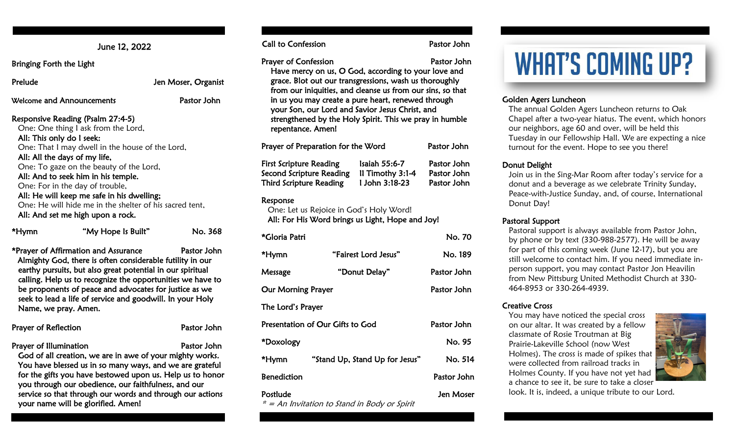June 12, 2022

Bringing Forth the Light

Prelude — Jen Moser, Organist

Welcome and Announcements — Pastor John

Responsive Reading (Psalm 27:4-5)
One: One thing I ask from the Lord,
**All: This only do I seek:**
One: That I may dwell in the house of the Lord,
**All: All the days of my life,**
One: To gaze on the beauty of the Lord,
**All: And to seek him in his temple.**
One: For in the day of trouble,
**All: He will keep me safe in his dwelling;**
One: He will hide me in the shelter of his sacred tent,
**All: And set me high upon a rock.**

*Hymn — "My Hope Is Built" — No. 368

*Prayer of Affirmation and Assurance — Pastor John
Almighty God, there is often considerable futility in our earthy pursuits, but also great potential in our spiritual calling. Help us to recognize the opportunities we have to be proponents of peace and advocates for justice as we seek to lead a life of service and goodwill. In your Holy Name, we pray. Amen.

Prayer of Reflection — Pastor John

Prayer of Illumination — Pastor John
God of all creation, we are in awe of your mighty works. You have blessed us in so many ways, and we are grateful for the gifts you have bestowed upon us. Help us to honor you through our obedience, our faithfulness, and our service so that through our words and through our actions your name will be glorified. Amen!

Call to Confession — Pastor John

Prayer of Confession — Pastor John
Have mercy on us, O God, according to your love and grace. Blot out our transgressions, wash us thoroughly from our iniquities, and cleanse us from our sins, so that in us you may create a pure heart, renewed through your Son, our Lord and Savior Jesus Christ, and strengthened by the Holy Spirit. This we pray in humble repentance. Amen!

Prayer of Preparation for the Word — Pastor John

First Scripture Reading — Isaiah 55:6-7 — Pastor John
Second Scripture Reading — II Timothy 3:1-4 — Pastor John
Third Scripture Reading — I John 3:18-23 — Pastor John

Response
One: Let us Rejoice in God's Holy Word!
**All: For His Word brings us Light, Hope and Joy!**

*Gloria Patri — No. 70

*Hymn — "Fairest Lord Jesus" — No. 189

Message — "Donut Delay" — Pastor John

Our Morning Prayer — Pastor John

The Lord's Prayer

Presentation of Our Gifts to God — Pastor John

*Doxology — No. 95

*Hymn — "Stand Up, Stand Up for Jesus" — No. 514

Benediction — Pastor John

Postlude — Jen Moser

*\* = An Invitation to Stand in Body or Spirit*

# WHAT'S COMING UP?

### Golden Agers Luncheon
The annual Golden Agers Luncheon returns to Oak Chapel after a two-year hiatus. The event, which honors our neighbors, age 60 and over, will be held this Tuesday in our Fellowship Hall. We are expecting a nice turnout for the event. Hope to see you there!

### Donut Delight
Join us in the Sing-Mar Room after today's service for a donut and a beverage as we celebrate Trinity Sunday, Peace-with-Justice Sunday, and, of course, International Donut Day!

### Pastoral Support
Pastoral support is always available from Pastor John, by phone or by text (330-988-2577). He will be away for part of this coming week (June 12-17), but you are still welcome to contact him. If you need immediate in-person support, you may contact Pastor Jon Heavilin from New Pittsburg United Methodist Church at 330-464-8953 or 330-264-4939.

### Creative Cross
You may have noticed the special cross on our altar. It was created by a fellow classmate of Rosie Troutman at Big Prairie-Lakeville School (now West Holmes). The cross is made of spikes that were collected from railroad tracks in Holmes County. If you have not yet had a chance to see it, be sure to take a closer look. It is, indeed, a unique tribute to our Lord.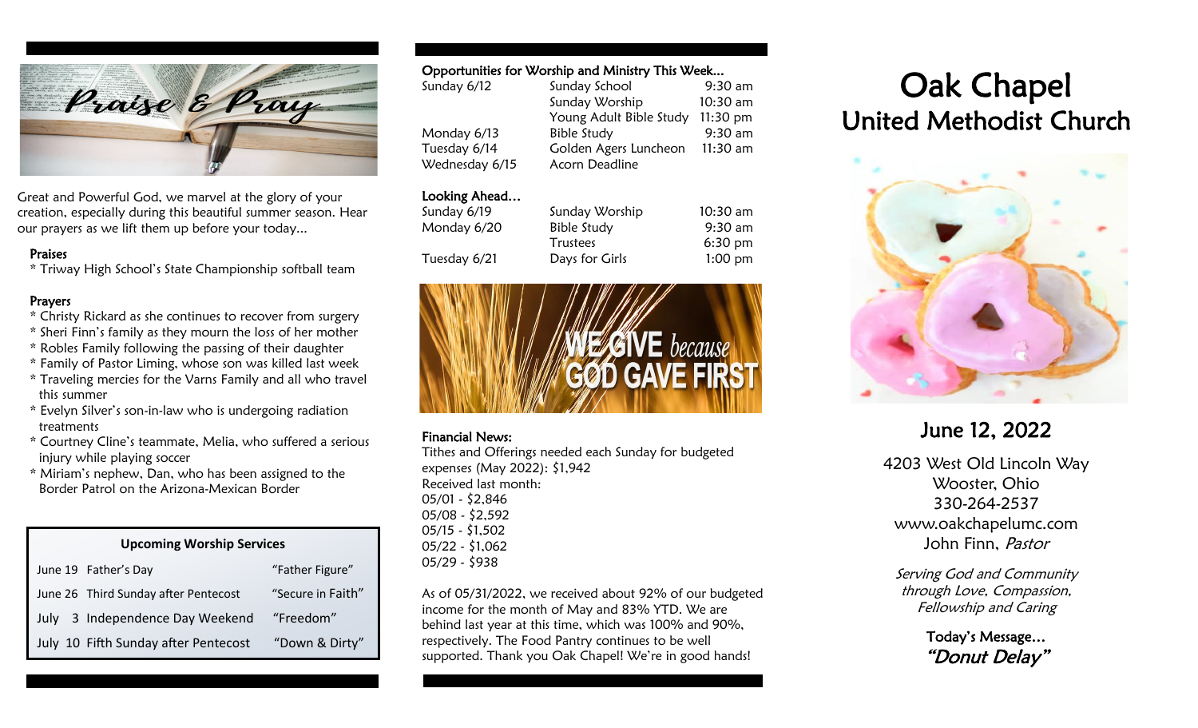# Praise & Pray

Great and Powerful God, we marvel at the glory of your creation, especially during this beautiful summer season. Hear our prayers as we lift them up before your today...

**Praises**

* Triway High School's State Championship softball team

**Prayers**

* Christy Rickard as she continues to recover from surgery
* Sheri Finn's family as they mourn the loss of her mother
* Robles Family following the passing of their daughter
* Family of Pastor Liming, whose son was killed last week
* Traveling mercies for the Varns Family and all who travel this summer
* Evelyn Silver's son-in-law who is undergoing radiation treatments
* Courtney Cline's teammate, Melia, who suffered a serious injury while playing soccer
* Miriam's nephew, Dan, who has been assigned to the Border Patrol on the Arizona-Mexican Border

**Upcoming Worship Services**

| | | |
|---|---|---|
| June 19 | Father's Day | "Father Figure" |
| June 26 | Third Sunday after Pentecost | "Secure in Faith" |
| July 3 | Independence Day Weekend | "Freedom" |
| July 10 | Fifth Sunday after Pentecost | "Down & Dirty" |

**Opportunities for Worship and Ministry This Week...**

| | | |
|---|---|---|
| Sunday 6/12 | Sunday School | 9:30 am |
| | Sunday Worship | 10:30 am |
| | Young Adult Bible Study | 11:30 pm |
| Monday 6/13 | Bible Study | 9:30 am |
| Tuesday 6/14 | Golden Agers Luncheon | 11:30 am |
| Wednesday 6/15 | Acorn Deadline | |

**Looking Ahead...**

| | | |
|---|---|---|
| Sunday 6/19 | Sunday Worship | 10:30 am |
| Monday 6/20 | Bible Study | 9:30 am |
| | Trustees | 6:30 pm |
| Tuesday 6/21 | Days for Girls | 1:00 pm |

WE GIVE *because* GOD GAVE FIRST

**Financial News:**

Tithes and Offerings needed each Sunday for budgeted expenses (May 2022): $1,942
Received last month:
05/01 - $2,846
05/08 - $2,592
05/15 - $1,502
05/22 - $1,062
05/29 - $938

As of 05/31/2022, we received about 92% of our budgeted income for the month of May and 83% YTD. We are behind last year at this time, which was 100% and 90%, respectively. The Food Pantry continues to be well supported. Thank you Oak Chapel! We're in good hands!

# Oak Chapel
## United Methodist Church

## June 12, 2022

4203 West Old Lincoln Way
Wooster, Ohio
330-264-2537
www.oakchapelumc.com
John Finn, *Pastor*

*Serving God and Community through Love, Compassion, Fellowship and Caring*

**Today's Message...**
***"Donut Delay"***